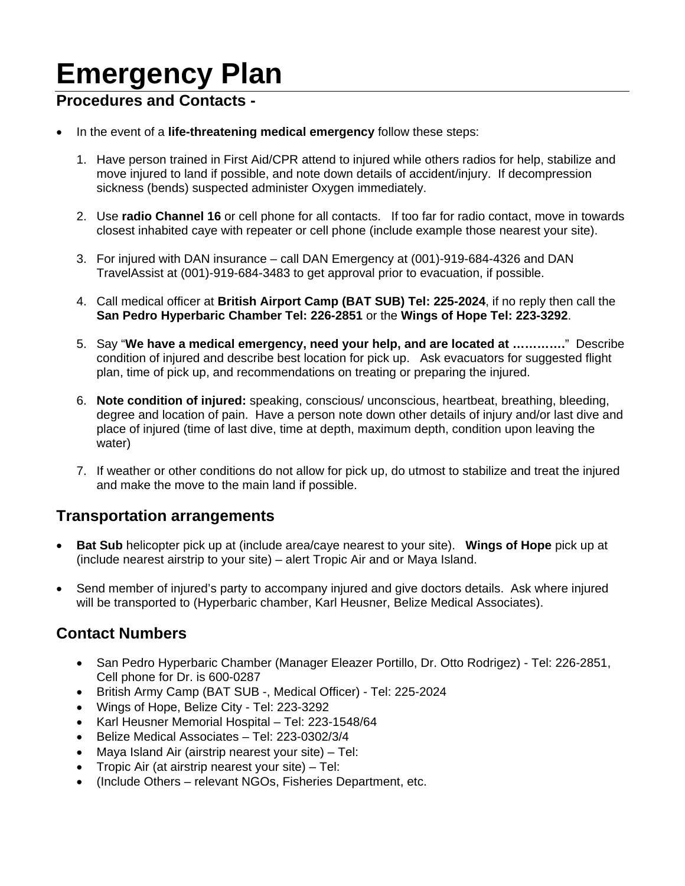# Emergency Plan

## Procedures and Contacts -

- In the event of a **life-threatening medical emergency** follow these steps:

  1. Have person trained in First Aid/CPR attend to injured while others radios for help, stabilize and move injured to land if possible, and note down details of accident/injury. If decompression sickness (bends) suspected administer Oxygen immediately.

  2. Use **radio Channel 16** or cell phone for all contacts. If too far for radio contact, move in towards closest inhabited caye with repeater or cell phone (include example those nearest your site).

  3. For injured with DAN insurance – call DAN Emergency at (001)-919-684-4326 and DAN TravelAssist at (001)-919-684-3483 to get approval prior to evacuation, if possible.

  4. Call medical officer at **British Airport Camp (BAT SUB) Tel: 225-2024**, if no reply then call the **San Pedro Hyperbaric Chamber Tel: 226-2851** or the **Wings of Hope Tel: 223-3292**.

  5. Say "**We have a medical emergency, need your help, and are located at ………….**" Describe condition of injured and describe best location for pick up. Ask evacuators for suggested flight plan, time of pick up, and recommendations on treating or preparing the injured.

  6. **Note condition of injured:** speaking, conscious/ unconscious, heartbeat, breathing, bleeding, degree and location of pain. Have a person note down other details of injury and/or last dive and place of injured (time of last dive, time at depth, maximum depth, condition upon leaving the water)

  7. If weather or other conditions do not allow for pick up, do utmost to stabilize and treat the injured and make the move to the main land if possible.

## Transportation arrangements

- **Bat Sub** helicopter pick up at (include area/caye nearest to your site). **Wings of Hope** pick up at (include nearest airstrip to your site) – alert Tropic Air and or Maya Island.

- Send member of injured's party to accompany injured and give doctors details. Ask where injured will be transported to (Hyperbaric chamber, Karl Heusner, Belize Medical Associates).

## Contact Numbers

- San Pedro Hyperbaric Chamber (Manager Eleazer Portillo, Dr. Otto Rodrigez) - Tel: 226-2851, Cell phone for Dr. is 600-0287
- British Army Camp (BAT SUB -, Medical Officer) - Tel: 225-2024
- Wings of Hope, Belize City - Tel: 223-3292
- Karl Heusner Memorial Hospital – Tel: 223-1548/64
- Belize Medical Associates – Tel: 223-0302/3/4
- Maya Island Air (airstrip nearest your site) – Tel:
- Tropic Air (at airstrip nearest your site) – Tel:
- (Include Others – relevant NGOs, Fisheries Department, etc.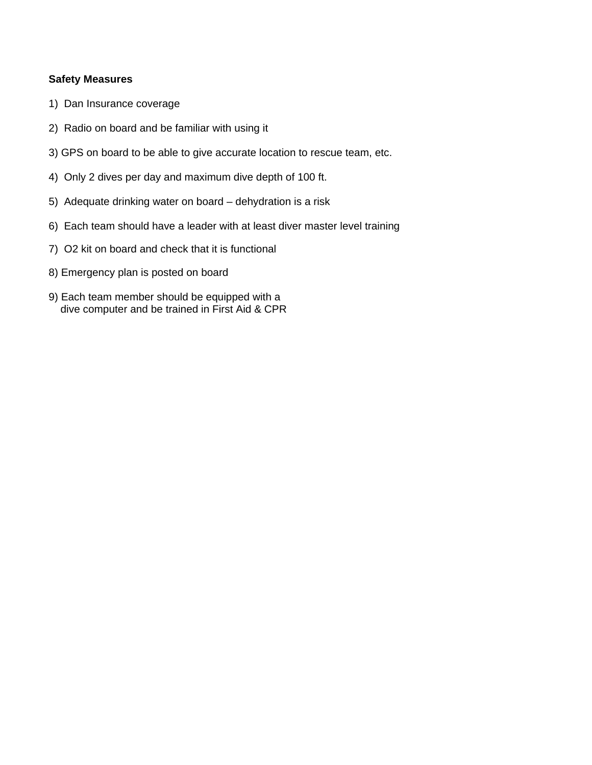**Safety Measures**

1) Dan Insurance coverage

2) Radio on board and be familiar with using it

3) GPS on board to be able to give accurate location to rescue team, etc.

4) Only 2 dives per day and maximum dive depth of 100 ft.

5) Adequate drinking water on board – dehydration is a risk

6) Each team should have a leader with at least diver master level training

7) O2 kit on board and check that it is functional

8) Emergency plan is posted on board

9) Each team member should be equipped with a dive computer and be trained in First Aid & CPR